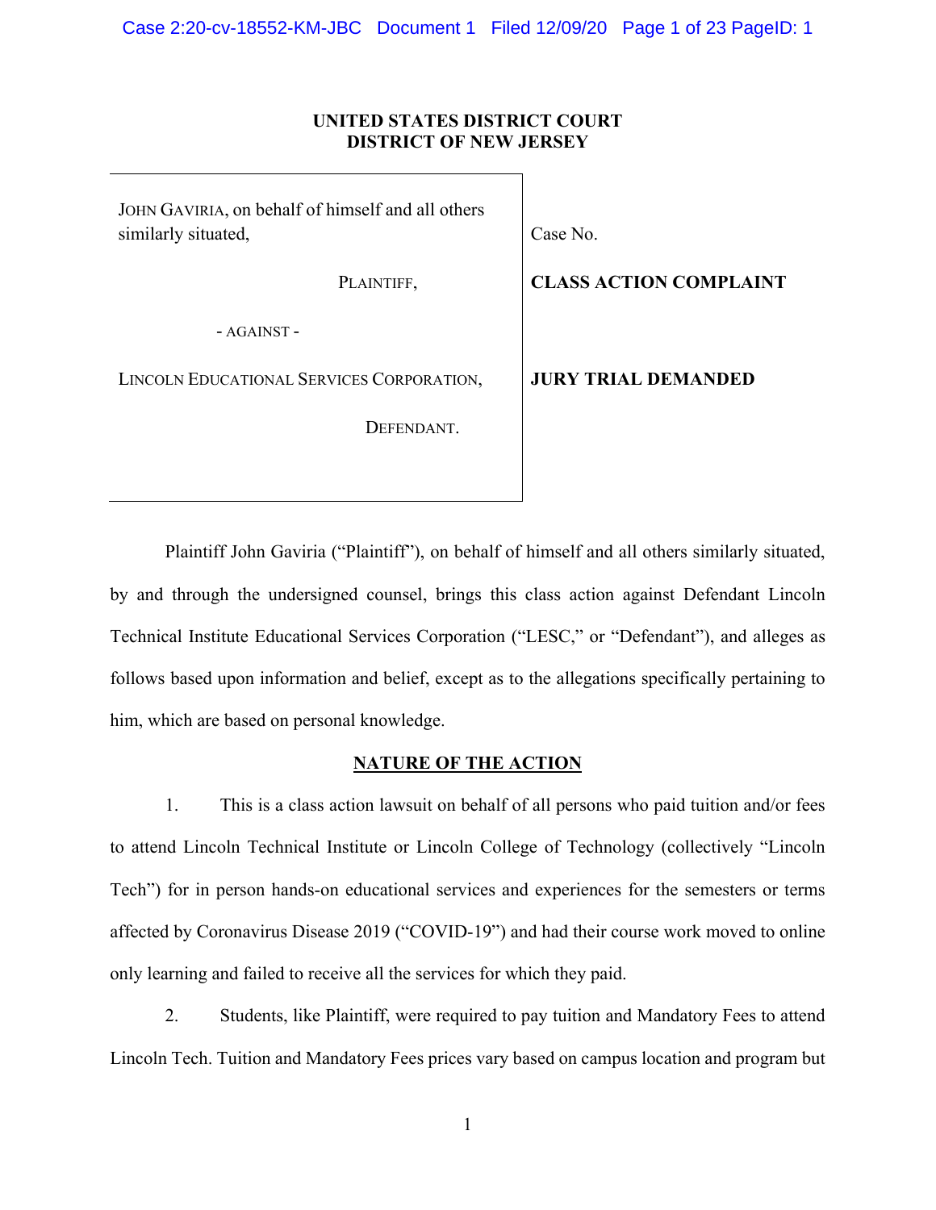**UNITED STATES DISTRICT COURT**
**DISTRICT OF NEW JERSEY**

| | |
|---|---|
| JOHN GAVIRIA, on behalf of himself and all others similarly situated, | Case No. |
| PLAINTIFF, | **CLASS ACTION COMPLAINT** |
| - AGAINST - | |
| LINCOLN EDUCATIONAL SERVICES CORPORATION, | **JURY TRIAL DEMANDED** |
| DEFENDANT. | |

Plaintiff John Gaviria ("Plaintiff"), on behalf of himself and all others similarly situated, by and through the undersigned counsel, brings this class action against Defendant Lincoln Technical Institute Educational Services Corporation ("LESC," or "Defendant"), and alleges as follows based upon information and belief, except as to the allegations specifically pertaining to him, which are based on personal knowledge.

## NATURE OF THE ACTION

1. This is a class action lawsuit on behalf of all persons who paid tuition and/or fees to attend Lincoln Technical Institute or Lincoln College of Technology (collectively "Lincoln Tech") for in person hands-on educational services and experiences for the semesters or terms affected by Coronavirus Disease 2019 ("COVID-19") and had their course work moved to online only learning and failed to receive all the services for which they paid.

2. Students, like Plaintiff, were required to pay tuition and Mandatory Fees to attend Lincoln Tech. Tuition and Mandatory Fees prices vary based on campus location and program but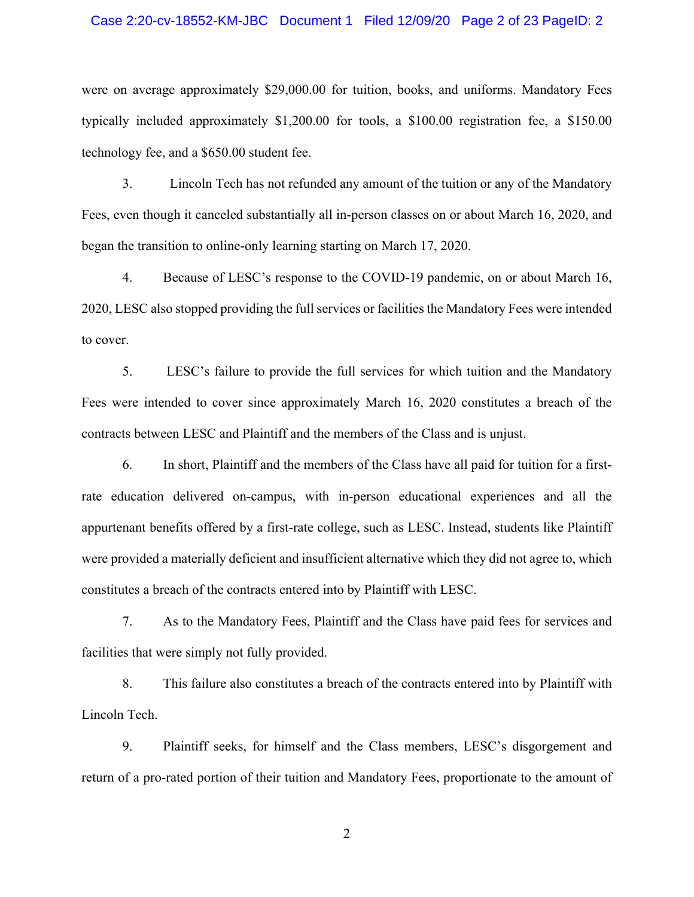were on average approximately $29,000.00 for tuition, books, and uniforms. Mandatory Fees typically included approximately $1,200.00 for tools, a $100.00 registration fee, a $150.00 technology fee, and a $650.00 student fee.

3. Lincoln Tech has not refunded any amount of the tuition or any of the Mandatory Fees, even though it canceled substantially all in-person classes on or about March 16, 2020, and began the transition to online-only learning starting on March 17, 2020.

4. Because of LESC's response to the COVID-19 pandemic, on or about March 16, 2020, LESC also stopped providing the full services or facilities the Mandatory Fees were intended to cover.

5. LESC's failure to provide the full services for which tuition and the Mandatory Fees were intended to cover since approximately March 16, 2020 constitutes a breach of the contracts between LESC and Plaintiff and the members of the Class and is unjust.

6. In short, Plaintiff and the members of the Class have all paid for tuition for a first-rate education delivered on-campus, with in-person educational experiences and all the appurtenant benefits offered by a first-rate college, such as LESC. Instead, students like Plaintiff were provided a materially deficient and insufficient alternative which they did not agree to, which constitutes a breach of the contracts entered into by Plaintiff with LESC.

7. As to the Mandatory Fees, Plaintiff and the Class have paid fees for services and facilities that were simply not fully provided.

8. This failure also constitutes a breach of the contracts entered into by Plaintiff with Lincoln Tech.

9. Plaintiff seeks, for himself and the Class members, LESC's disgorgement and return of a pro-rated portion of their tuition and Mandatory Fees, proportionate to the amount of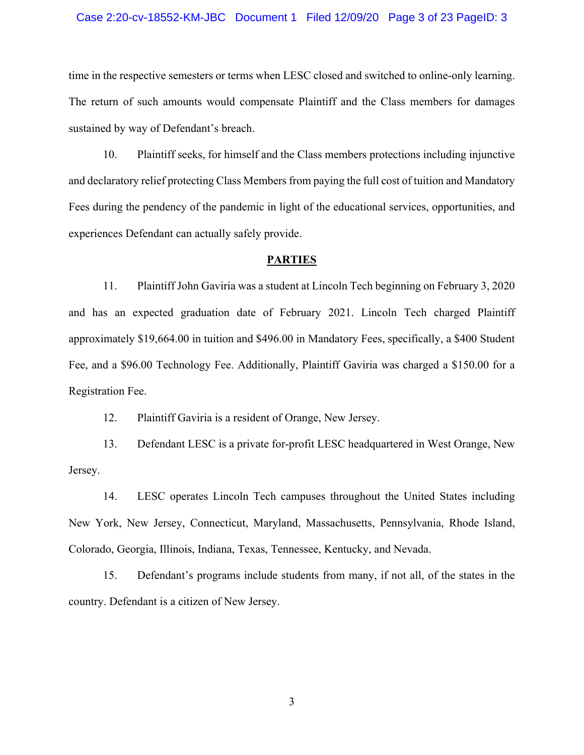time in the respective semesters or terms when LESC closed and switched to online-only learning. The return of such amounts would compensate Plaintiff and the Class members for damages sustained by way of Defendant's breach.

10. Plaintiff seeks, for himself and the Class members protections including injunctive and declaratory relief protecting Class Members from paying the full cost of tuition and Mandatory Fees during the pendency of the pandemic in light of the educational services, opportunities, and experiences Defendant can actually safely provide.

## PARTIES

11. Plaintiff John Gaviria was a student at Lincoln Tech beginning on February 3, 2020 and has an expected graduation date of February 2021. Lincoln Tech charged Plaintiff approximately $19,664.00 in tuition and $496.00 in Mandatory Fees, specifically, a $400 Student Fee, and a $96.00 Technology Fee. Additionally, Plaintiff Gaviria was charged a $150.00 for a Registration Fee.

12. Plaintiff Gaviria is a resident of Orange, New Jersey.

13. Defendant LESC is a private for-profit LESC headquartered in West Orange, New Jersey.

14. LESC operates Lincoln Tech campuses throughout the United States including New York, New Jersey, Connecticut, Maryland, Massachusetts, Pennsylvania, Rhode Island, Colorado, Georgia, Illinois, Indiana, Texas, Tennessee, Kentucky, and Nevada.

15. Defendant's programs include students from many, if not all, of the states in the country. Defendant is a citizen of New Jersey.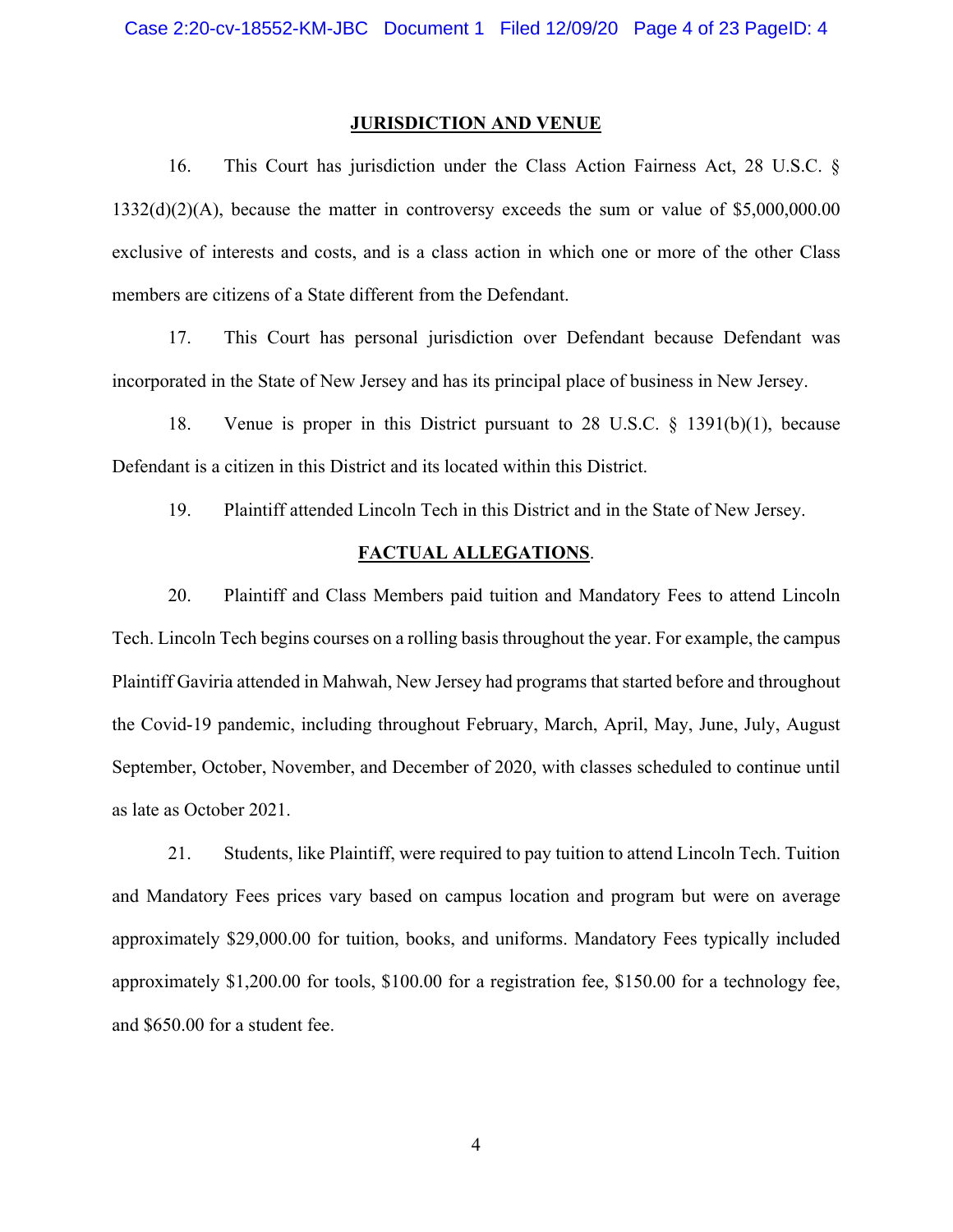## JURISDICTION AND VENUE

16. This Court has jurisdiction under the Class Action Fairness Act, 28 U.S.C. § 1332(d)(2)(A), because the matter in controversy exceeds the sum or value of $5,000,000.00 exclusive of interests and costs, and is a class action in which one or more of the other Class members are citizens of a State different from the Defendant.

17. This Court has personal jurisdiction over Defendant because Defendant was incorporated in the State of New Jersey and has its principal place of business in New Jersey.

18. Venue is proper in this District pursuant to 28 U.S.C. § 1391(b)(1), because Defendant is a citizen in this District and its located within this District.

19. Plaintiff attended Lincoln Tech in this District and in the State of New Jersey.

## FACTUAL ALLEGATIONS.

20. Plaintiff and Class Members paid tuition and Mandatory Fees to attend Lincoln Tech. Lincoln Tech begins courses on a rolling basis throughout the year. For example, the campus Plaintiff Gaviria attended in Mahwah, New Jersey had programs that started before and throughout the Covid-19 pandemic, including throughout February, March, April, May, June, July, August September, October, November, and December of 2020, with classes scheduled to continue until as late as October 2021.

21. Students, like Plaintiff, were required to pay tuition to attend Lincoln Tech. Tuition and Mandatory Fees prices vary based on campus location and program but were on average approximately $29,000.00 for tuition, books, and uniforms. Mandatory Fees typically included approximately $1,200.00 for tools, $100.00 for a registration fee, $150.00 for a technology fee, and $650.00 for a student fee.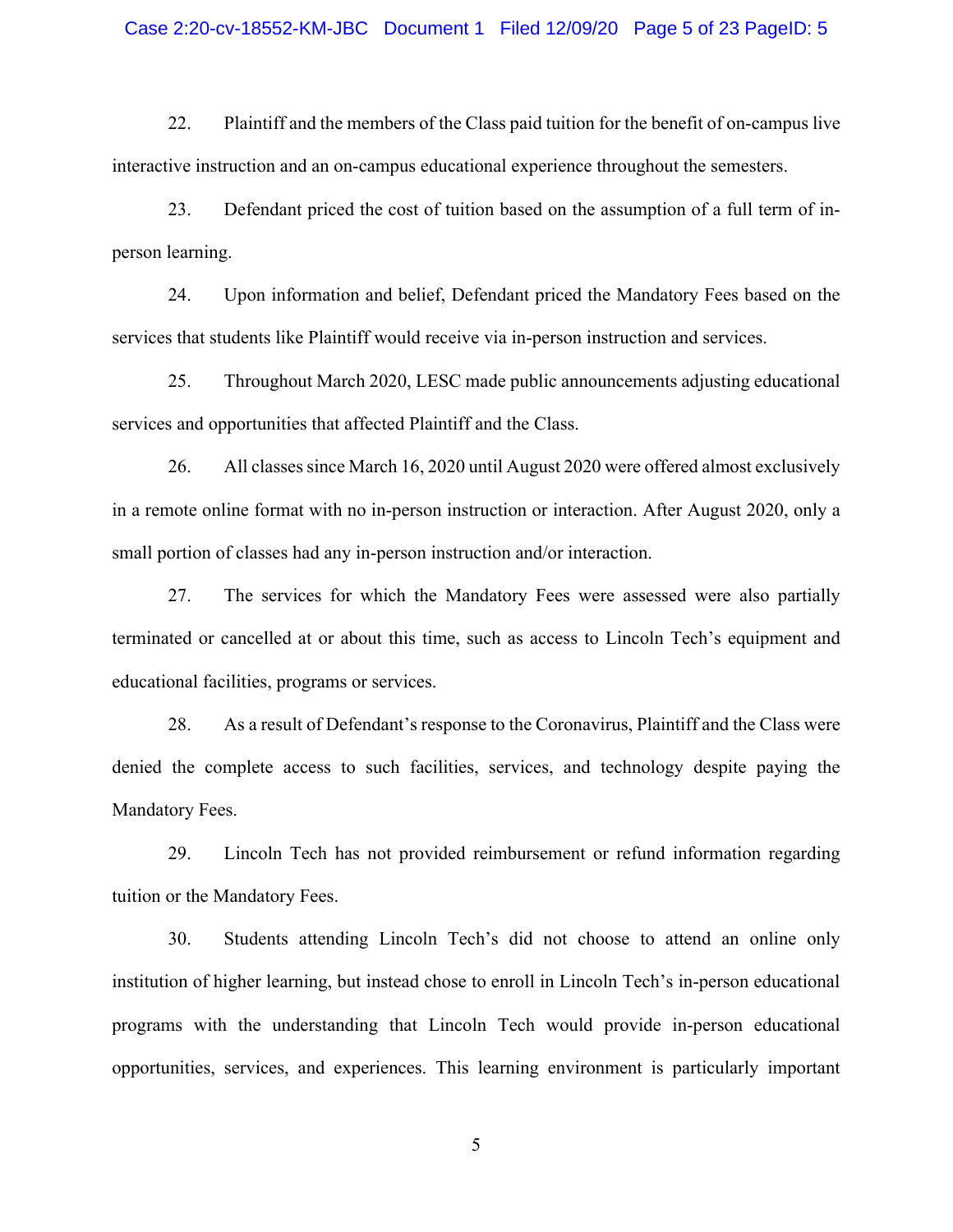22. Plaintiff and the members of the Class paid tuition for the benefit of on-campus live interactive instruction and an on-campus educational experience throughout the semesters.

23. Defendant priced the cost of tuition based on the assumption of a full term of in-person learning.

24. Upon information and belief, Defendant priced the Mandatory Fees based on the services that students like Plaintiff would receive via in-person instruction and services.

25. Throughout March 2020, LESC made public announcements adjusting educational services and opportunities that affected Plaintiff and the Class.

26. All classes since March 16, 2020 until August 2020 were offered almost exclusively in a remote online format with no in-person instruction or interaction. After August 2020, only a small portion of classes had any in-person instruction and/or interaction.

27. The services for which the Mandatory Fees were assessed were also partially terminated or cancelled at or about this time, such as access to Lincoln Tech's equipment and educational facilities, programs or services.

28. As a result of Defendant's response to the Coronavirus, Plaintiff and the Class were denied the complete access to such facilities, services, and technology despite paying the Mandatory Fees.

29. Lincoln Tech has not provided reimbursement or refund information regarding tuition or the Mandatory Fees.

30. Students attending Lincoln Tech's did not choose to attend an online only institution of higher learning, but instead chose to enroll in Lincoln Tech's in-person educational programs with the understanding that Lincoln Tech would provide in-person educational opportunities, services, and experiences. This learning environment is particularly important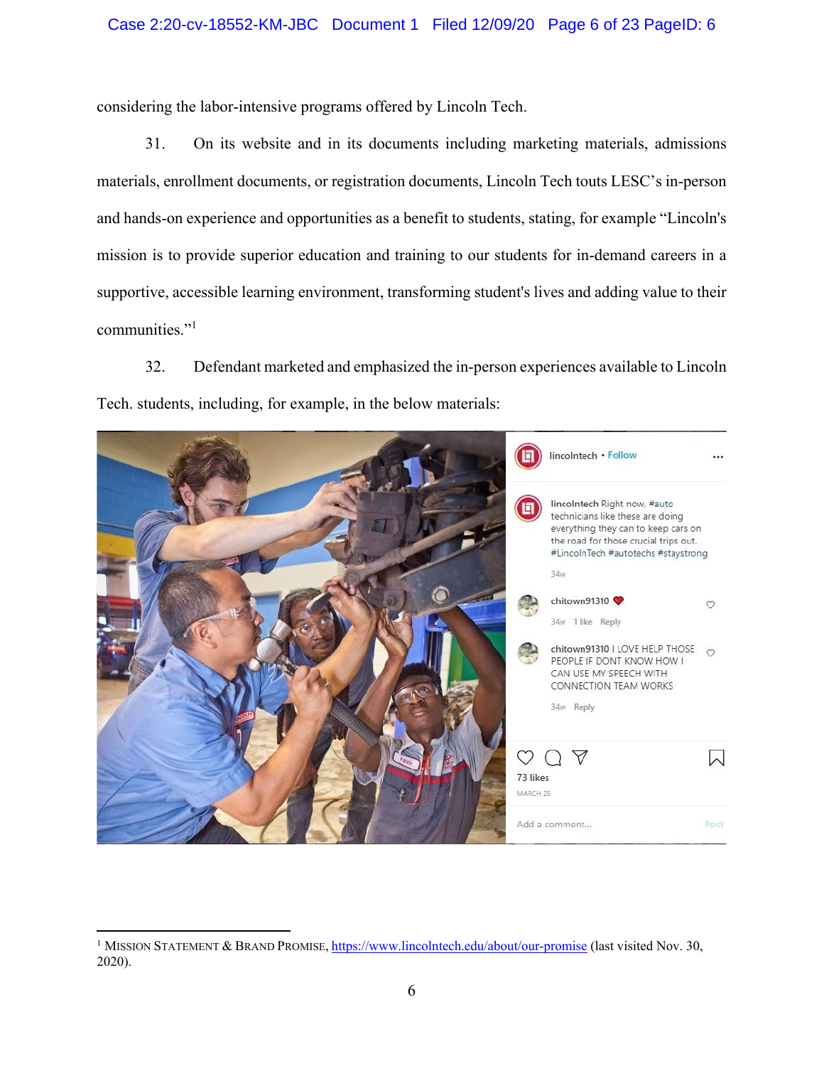considering the labor-intensive programs offered by Lincoln Tech.

31. On its website and in its documents including marketing materials, admissions materials, enrollment documents, or registration documents, Lincoln Tech touts LESC's in-person and hands-on experience and opportunities as a benefit to students, stating, for example "Lincoln's mission is to provide superior education and training to our students for in-demand careers in a supportive, accessible learning environment, transforming student's lives and adding value to their communities."[1]

32. Defendant marketed and emphasized the in-person experiences available to Lincoln Tech. students, including, for example, in the below materials:

> lincolntech • Follow
>
> lincolntech Right now, #auto technicians like these are doing everything they can to keep cars on the road for those crucial trips out. #LincolnTech #autotechs #staystrong
>
> 34w
>
> chitown91310 ❤
>
> 34w 1 like Reply
>
> chitown91310 I LOVE HELP THOSE PEOPLE IF DONT KNOW HOW I CAN USE MY SPEECH WITH CONNECTION TEAM WORKS
>
> 34w Reply
>
> 73 likes
>
> MARCH 25
>
> Add a comment... Post

---

[1] MISSION STATEMENT & BRAND PROMISE, https://www.lincolntech.edu/about/our-promise (last visited Nov. 30, 2020).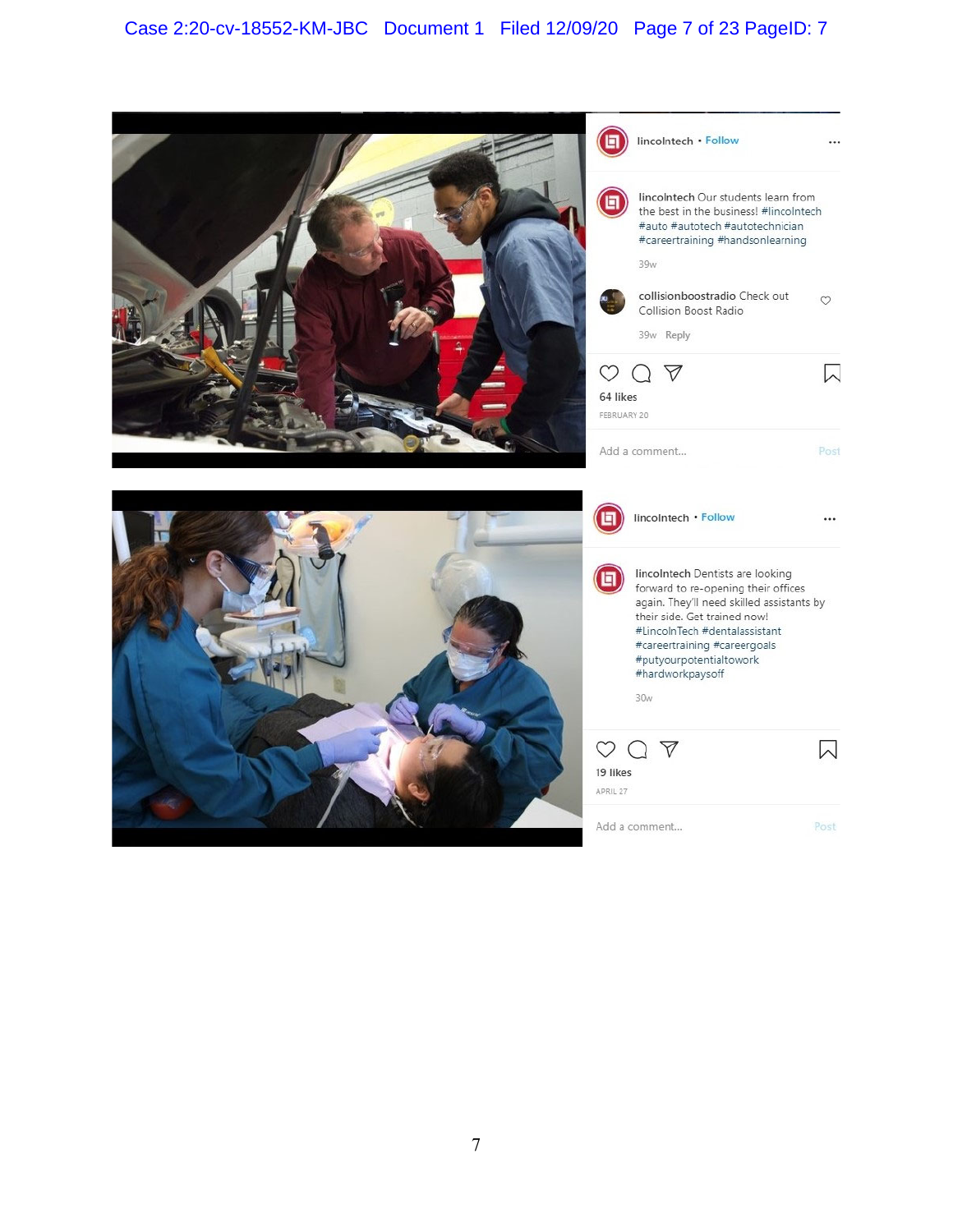lincolntech • Follow

lincolntech Our students learn from the best in the business! #lincolntech #auto #autotech #autotechnician #careertraining #handsonlearning

39w

collisionboostradio Check out Collision Boost Radio

39w Reply

64 likes

FEBRUARY 20

Add a comment... Post

lincolntech • Follow

lincolntech Dentists are looking forward to re-opening their offices again. They'll need skilled assistants by their side. Get trained now! #LincolnTech #dentalassistant #careertraining #careergoals #putyourpotentialtowork #hardworkpaysoff

30w

19 likes

APRIL 27

Add a comment... Post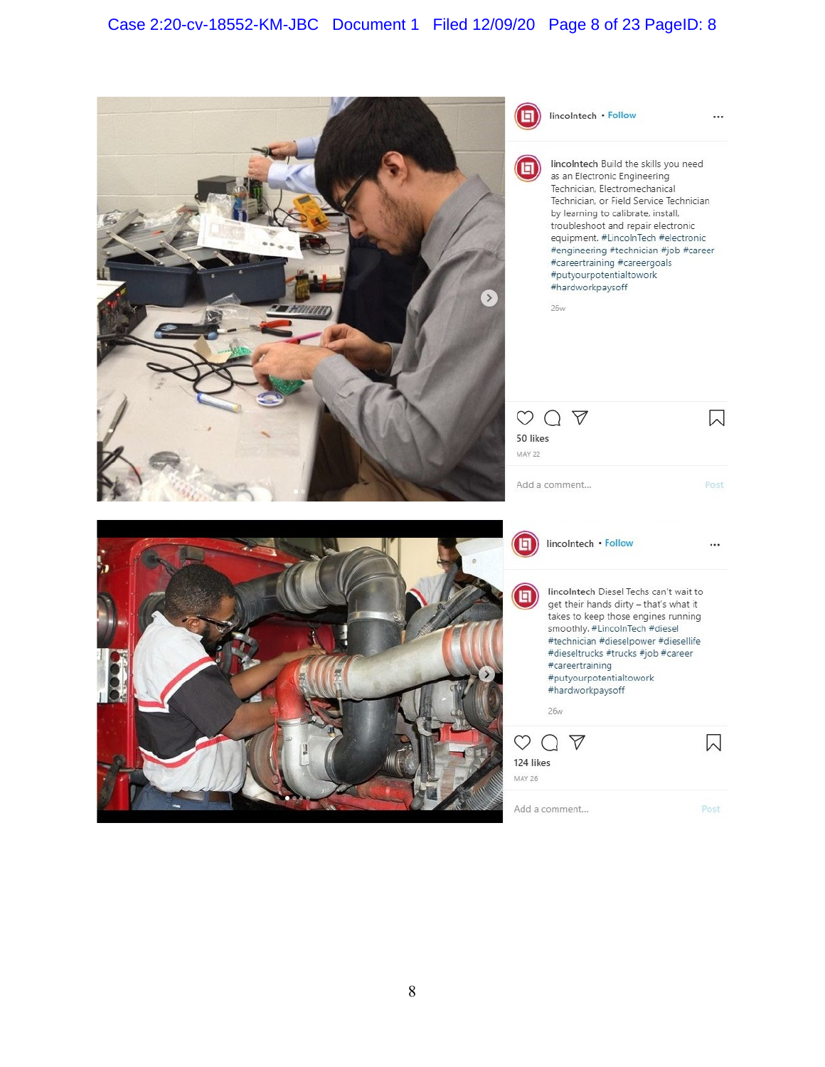lincolntech • Follow

lincolntech Build the skills you need as an Electronic Engineering Technician, Electromechanical Technician, or Field Service Technician by learning to calibrate, install, troubleshoot and repair electronic equipment. #LincolnTech #electronic #engineering #technician #job #career #careertraining #careergoals #putyourpotentialtowork #hardworkpaysoff

26w

50 likes

MAY 22

Add a comment... Post

lincolntech • Follow

lincolntech Diesel Techs can't wait to get their hands dirty – that's what it takes to keep those engines running smoothly. #LincolnTech #diesel #technician #dieselpower #diesellife #dieseltrucks #trucks #job #career #careertraining #putyourpotentialtowork #hardworkpaysoff

26w

124 likes

MAY 26

Add a comment... Post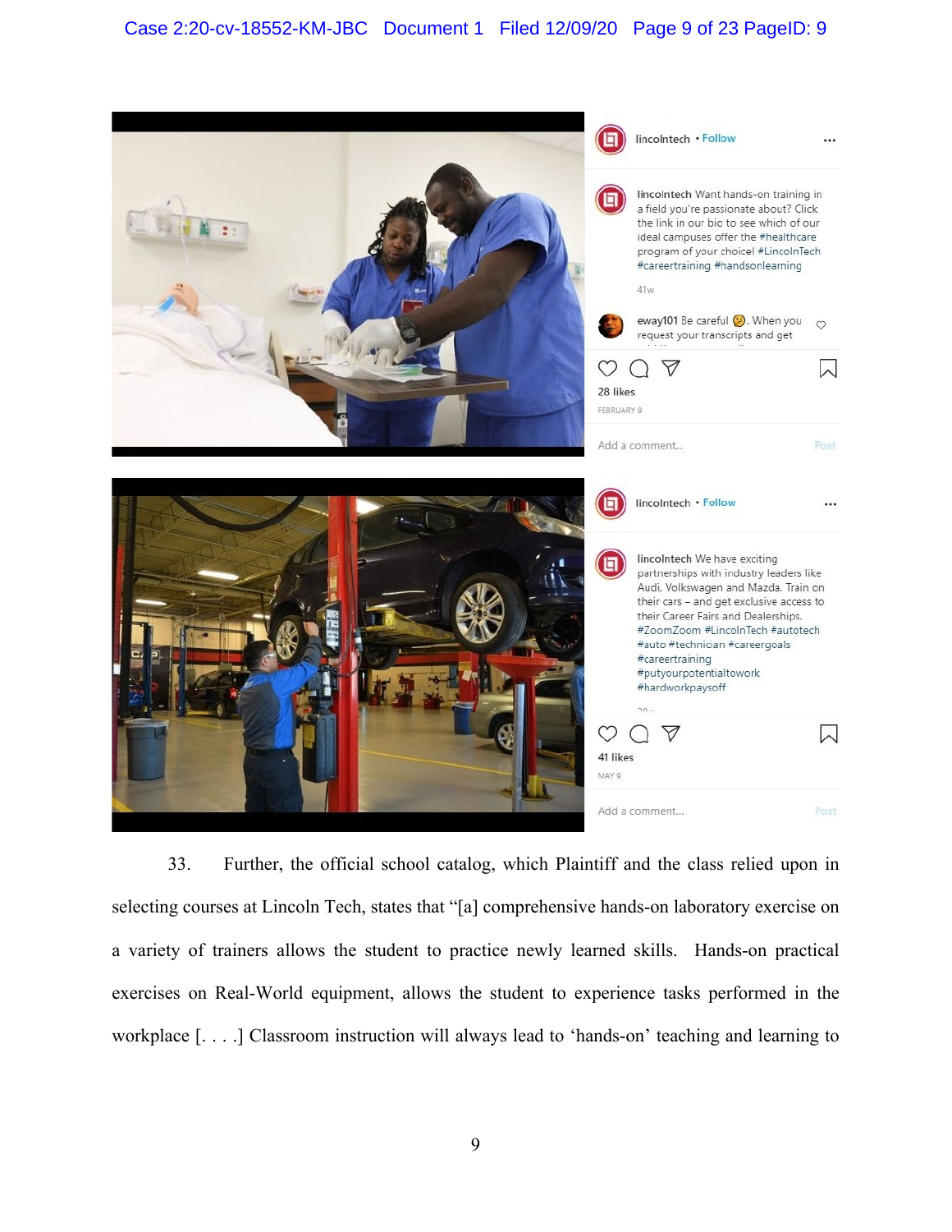lincolntech • Follow

lincolntech Want hands-on training in a field you're passionate about? Click the link in our bio to see which of our ideal campuses offer the #healthcare program of your choice! #LincolnTech #careertraining #handsonlearning

41w

eway101 Be careful 🤔. When you request your transcripts and get

28 likes

FEBRUARY 9

Add a comment... Post

lincolntech • Follow

lincolntech We have exciting partnerships with industry leaders like Audi, Volkswagen and Mazda. Train on their cars – and get exclusive access to their Career Fairs and Dealerships. #ZoomZoom #LincolnTech #autotech #auto #technician #careergoals #careertraining #putyourpotentialtowork #hardworkpaysoff

41 likes

MAY 9

Add a comment... Post

33. Further, the official school catalog, which Plaintiff and the class relied upon in selecting courses at Lincoln Tech, states that "[a] comprehensive hands-on laboratory exercise on a variety of trainers allows the student to practice newly learned skills. Hands-on practical exercises on Real-World equipment, allows the student to experience tasks performed in the workplace [. . . .] Classroom instruction will always lead to 'hands-on' teaching and learning to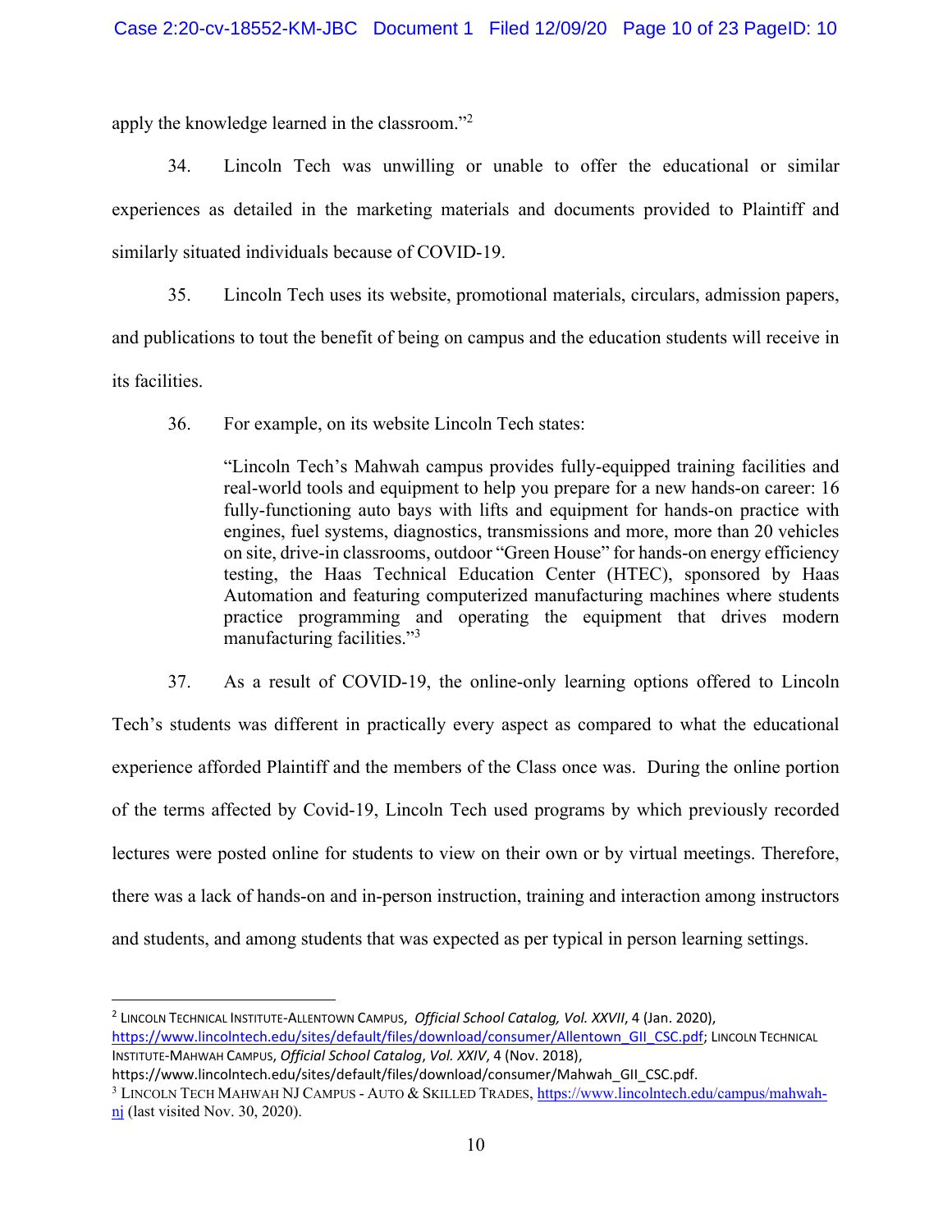apply the knowledge learned in the classroom."[2]

34. Lincoln Tech was unwilling or unable to offer the educational or similar experiences as detailed in the marketing materials and documents provided to Plaintiff and similarly situated individuals because of COVID-19.

35. Lincoln Tech uses its website, promotional materials, circulars, admission papers, and publications to tout the benefit of being on campus and the education students will receive in its facilities.

36. For example, on its website Lincoln Tech states:

> "Lincoln Tech's Mahwah campus provides fully-equipped training facilities and real-world tools and equipment to help you prepare for a new hands-on career: 16 fully-functioning auto bays with lifts and equipment for hands-on practice with engines, fuel systems, diagnostics, transmissions and more, more than 20 vehicles on site, drive-in classrooms, outdoor "Green House" for hands-on energy efficiency testing, the Haas Technical Education Center (HTEC), sponsored by Haas Automation and featuring computerized manufacturing machines where students practice programming and operating the equipment that drives modern manufacturing facilities."[3]

37. As a result of COVID-19, the online-only learning options offered to Lincoln Tech's students was different in practically every aspect as compared to what the educational experience afforded Plaintiff and the members of the Class once was. During the online portion of the terms affected by Covid-19, Lincoln Tech used programs by which previously recorded lectures were posted online for students to view on their own or by virtual meetings. Therefore, there was a lack of hands-on and in-person instruction, training and interaction among instructors and students, and among students that was expected as per typical in person learning settings.

---

[2] LINCOLN TECHNICAL INSTITUTE-ALLENTOWN CAMPUS, *Official School Catalog, Vol. XXVII*, 4 (Jan. 2020), https://www.lincolntech.edu/sites/default/files/download/consumer/Allentown_GII_CSC.pdf; LINCOLN TECHNICAL INSTITUTE-MAHWAH CAMPUS, *Official School Catalog*, *Vol. XXIV*, 4 (Nov. 2018), https://www.lincolntech.edu/sites/default/files/download/consumer/Mahwah_GII_CSC.pdf.

[3] LINCOLN TECH MAHWAH NJ CAMPUS - AUTO & SKILLED TRADES, https://www.lincolntech.edu/campus/mahwah-nj (last visited Nov. 30, 2020).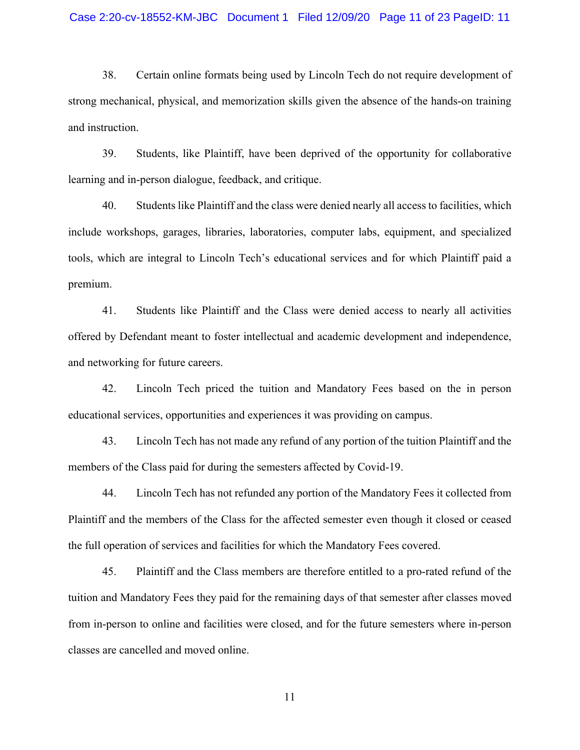38. Certain online formats being used by Lincoln Tech do not require development of strong mechanical, physical, and memorization skills given the absence of the hands-on training and instruction.

39. Students, like Plaintiff, have been deprived of the opportunity for collaborative learning and in-person dialogue, feedback, and critique.

40. Students like Plaintiff and the class were denied nearly all access to facilities, which include workshops, garages, libraries, laboratories, computer labs, equipment, and specialized tools, which are integral to Lincoln Tech's educational services and for which Plaintiff paid a premium.

41. Students like Plaintiff and the Class were denied access to nearly all activities offered by Defendant meant to foster intellectual and academic development and independence, and networking for future careers.

42. Lincoln Tech priced the tuition and Mandatory Fees based on the in person educational services, opportunities and experiences it was providing on campus.

43. Lincoln Tech has not made any refund of any portion of the tuition Plaintiff and the members of the Class paid for during the semesters affected by Covid-19.

44. Lincoln Tech has not refunded any portion of the Mandatory Fees it collected from Plaintiff and the members of the Class for the affected semester even though it closed or ceased the full operation of services and facilities for which the Mandatory Fees covered.

45. Plaintiff and the Class members are therefore entitled to a pro-rated refund of the tuition and Mandatory Fees they paid for the remaining days of that semester after classes moved from in-person to online and facilities were closed, and for the future semesters where in-person classes are cancelled and moved online.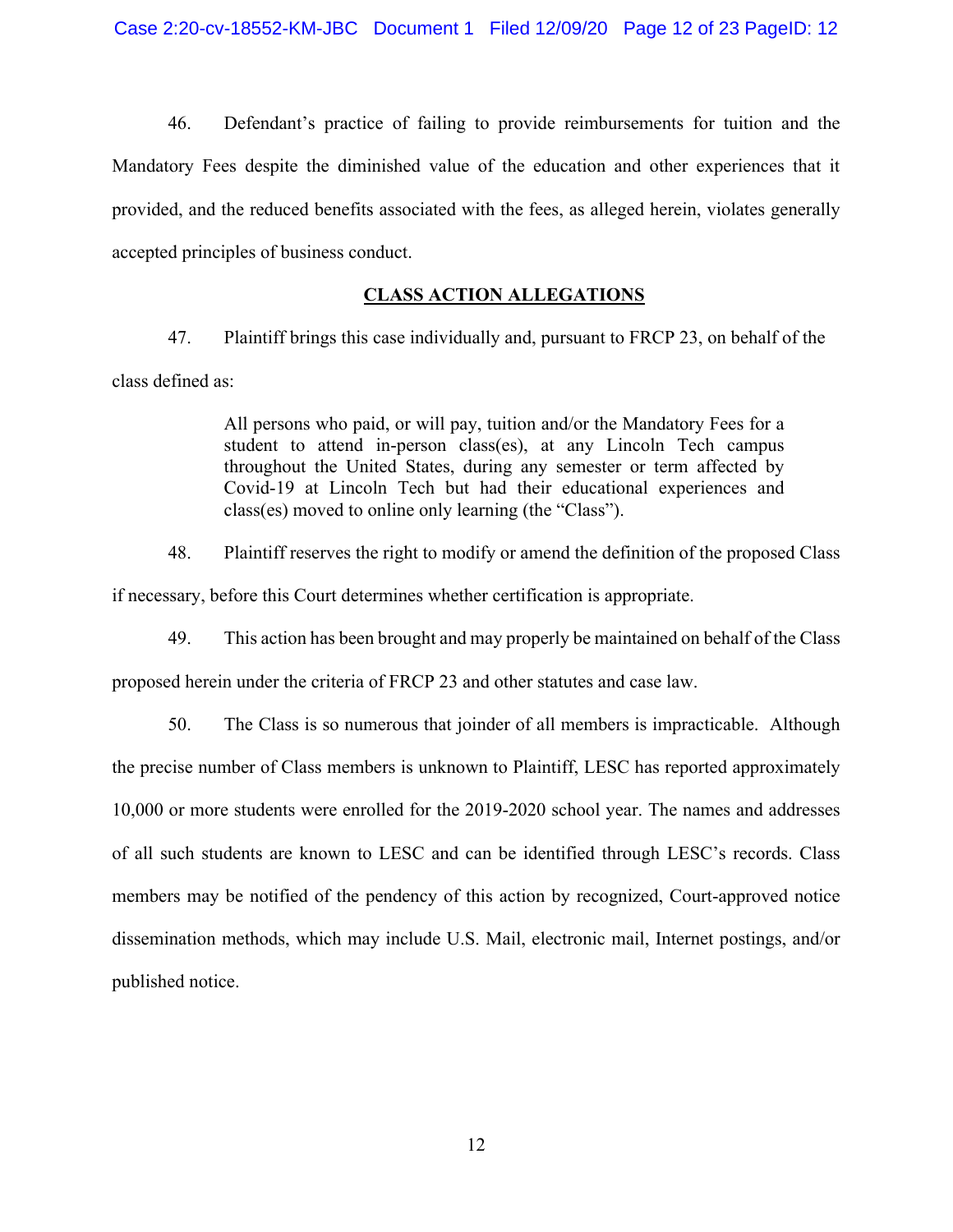46. Defendant's practice of failing to provide reimbursements for tuition and the Mandatory Fees despite the diminished value of the education and other experiences that it provided, and the reduced benefits associated with the fees, as alleged herein, violates generally accepted principles of business conduct.

## CLASS ACTION ALLEGATIONS

47. Plaintiff brings this case individually and, pursuant to FRCP 23, on behalf of the class defined as:

> All persons who paid, or will pay, tuition and/or the Mandatory Fees for a student to attend in-person class(es), at any Lincoln Tech campus throughout the United States, during any semester or term affected by Covid-19 at Lincoln Tech but had their educational experiences and class(es) moved to online only learning (the "Class").

48. Plaintiff reserves the right to modify or amend the definition of the proposed Class if necessary, before this Court determines whether certification is appropriate.

49. This action has been brought and may properly be maintained on behalf of the Class proposed herein under the criteria of FRCP 23 and other statutes and case law.

50. The Class is so numerous that joinder of all members is impracticable. Although the precise number of Class members is unknown to Plaintiff, LESC has reported approximately 10,000 or more students were enrolled for the 2019-2020 school year. The names and addresses of all such students are known to LESC and can be identified through LESC's records. Class members may be notified of the pendency of this action by recognized, Court-approved notice dissemination methods, which may include U.S. Mail, electronic mail, Internet postings, and/or published notice.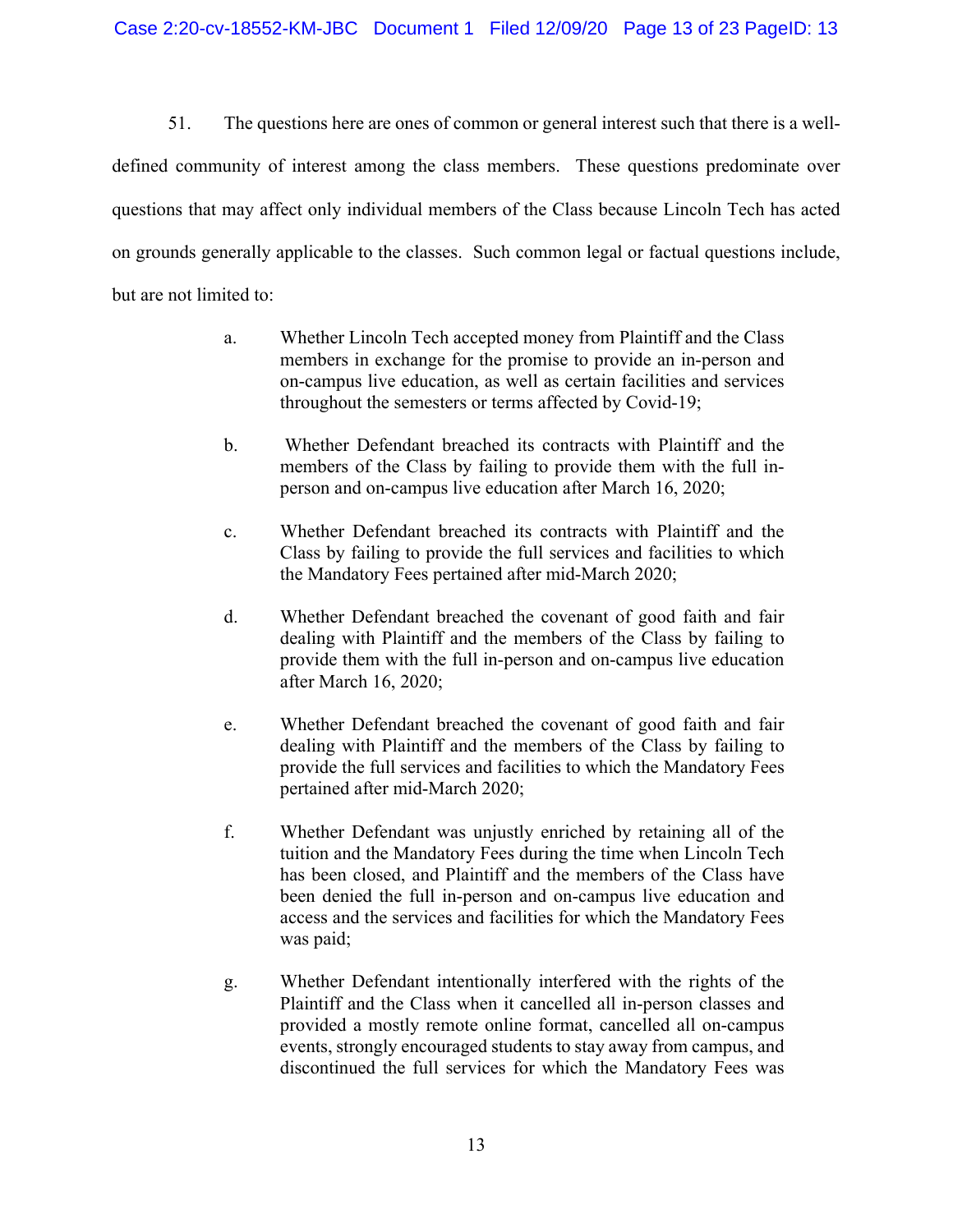51. The questions here are ones of common or general interest such that there is a well-defined community of interest among the class members. These questions predominate over questions that may affect only individual members of the Class because Lincoln Tech has acted on grounds generally applicable to the classes. Such common legal or factual questions include, but are not limited to:

a. Whether Lincoln Tech accepted money from Plaintiff and the Class members in exchange for the promise to provide an in-person and on-campus live education, as well as certain facilities and services throughout the semesters or terms affected by Covid-19;

b. Whether Defendant breached its contracts with Plaintiff and the members of the Class by failing to provide them with the full in-person and on-campus live education after March 16, 2020;

c. Whether Defendant breached its contracts with Plaintiff and the Class by failing to provide the full services and facilities to which the Mandatory Fees pertained after mid-March 2020;

d. Whether Defendant breached the covenant of good faith and fair dealing with Plaintiff and the members of the Class by failing to provide them with the full in-person and on-campus live education after March 16, 2020;

e. Whether Defendant breached the covenant of good faith and fair dealing with Plaintiff and the members of the Class by failing to provide the full services and facilities to which the Mandatory Fees pertained after mid-March 2020;

f. Whether Defendant was unjustly enriched by retaining all of the tuition and the Mandatory Fees during the time when Lincoln Tech has been closed, and Plaintiff and the members of the Class have been denied the full in-person and on-campus live education and access and the services and facilities for which the Mandatory Fees was paid;

g. Whether Defendant intentionally interfered with the rights of the Plaintiff and the Class when it cancelled all in-person classes and provided a mostly remote online format, cancelled all on-campus events, strongly encouraged students to stay away from campus, and discontinued the full services for which the Mandatory Fees was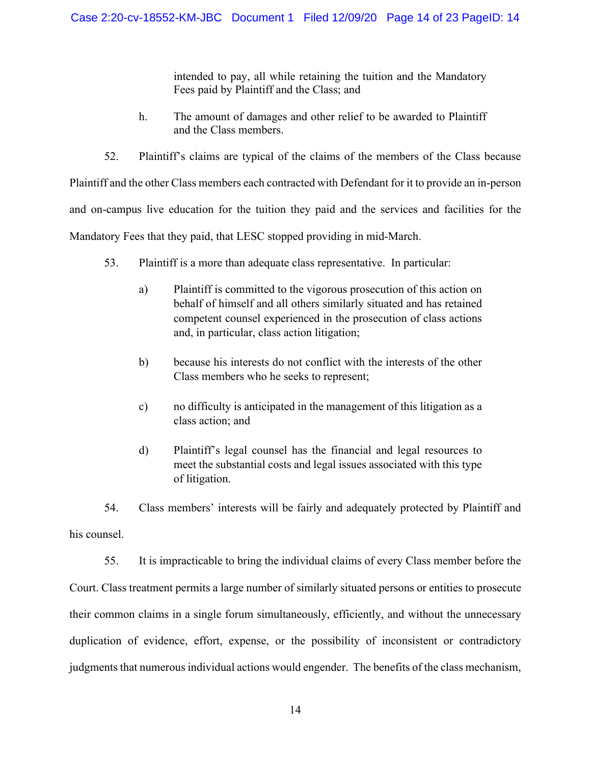intended to pay, all while retaining the tuition and the Mandatory Fees paid by Plaintiff and the Class; and

h. The amount of damages and other relief to be awarded to Plaintiff and the Class members.

52. Plaintiff's claims are typical of the claims of the members of the Class because Plaintiff and the other Class members each contracted with Defendant for it to provide an in-person and on-campus live education for the tuition they paid and the services and facilities for the Mandatory Fees that they paid, that LESC stopped providing in mid-March.

53. Plaintiff is a more than adequate class representative. In particular:

a) Plaintiff is committed to the vigorous prosecution of this action on behalf of himself and all others similarly situated and has retained competent counsel experienced in the prosecution of class actions and, in particular, class action litigation;

b) because his interests do not conflict with the interests of the other Class members who he seeks to represent;

c) no difficulty is anticipated in the management of this litigation as a class action; and

d) Plaintiff's legal counsel has the financial and legal resources to meet the substantial costs and legal issues associated with this type of litigation.

54. Class members' interests will be fairly and adequately protected by Plaintiff and his counsel.

55. It is impracticable to bring the individual claims of every Class member before the Court. Class treatment permits a large number of similarly situated persons or entities to prosecute their common claims in a single forum simultaneously, efficiently, and without the unnecessary duplication of evidence, effort, expense, or the possibility of inconsistent or contradictory judgments that numerous individual actions would engender. The benefits of the class mechanism,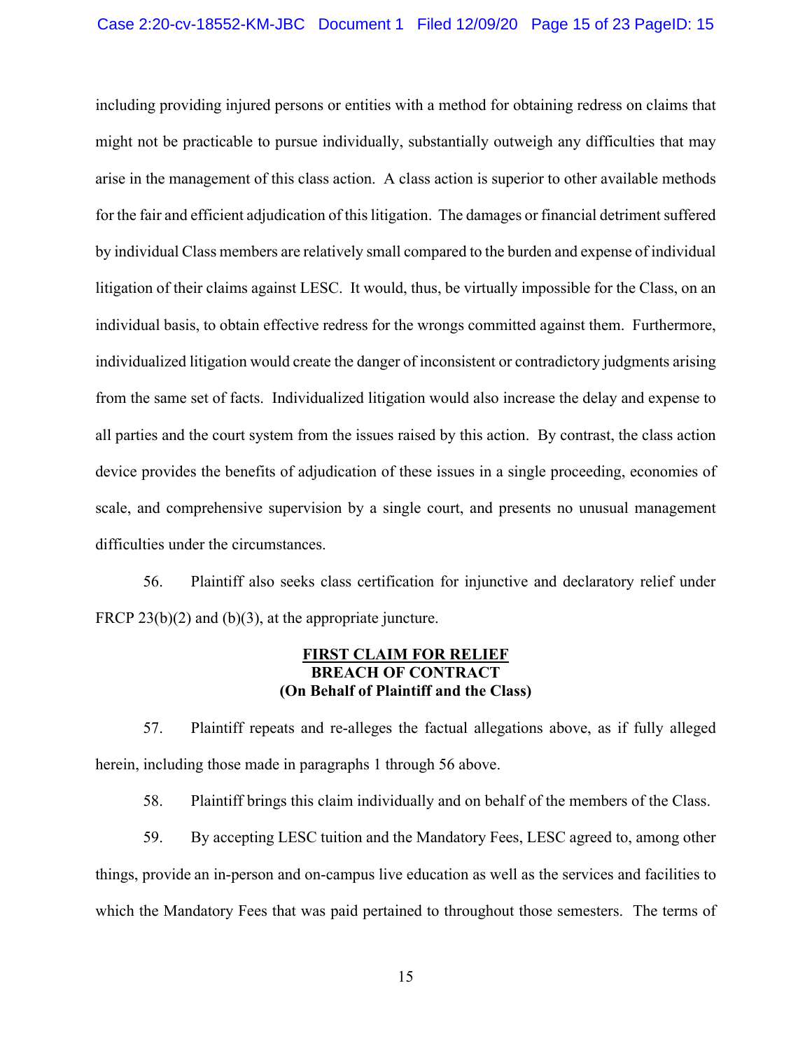including providing injured persons or entities with a method for obtaining redress on claims that might not be practicable to pursue individually, substantially outweigh any difficulties that may arise in the management of this class action. A class action is superior to other available methods for the fair and efficient adjudication of this litigation. The damages or financial detriment suffered by individual Class members are relatively small compared to the burden and expense of individual litigation of their claims against LESC. It would, thus, be virtually impossible for the Class, on an individual basis, to obtain effective redress for the wrongs committed against them. Furthermore, individualized litigation would create the danger of inconsistent or contradictory judgments arising from the same set of facts. Individualized litigation would also increase the delay and expense to all parties and the court system from the issues raised by this action. By contrast, the class action device provides the benefits of adjudication of these issues in a single proceeding, economies of scale, and comprehensive supervision by a single court, and presents no unusual management difficulties under the circumstances.

56. Plaintiff also seeks class certification for injunctive and declaratory relief under FRCP 23(b)(2) and (b)(3), at the appropriate juncture.

**FIRST CLAIM FOR RELIEF**
**BREACH OF CONTRACT**
**(On Behalf of Plaintiff and the Class)**

57. Plaintiff repeats and re-alleges the factual allegations above, as if fully alleged herein, including those made in paragraphs 1 through 56 above.

58. Plaintiff brings this claim individually and on behalf of the members of the Class.

59. By accepting LESC tuition and the Mandatory Fees, LESC agreed to, among other things, provide an in-person and on-campus live education as well as the services and facilities to which the Mandatory Fees that was paid pertained to throughout those semesters. The terms of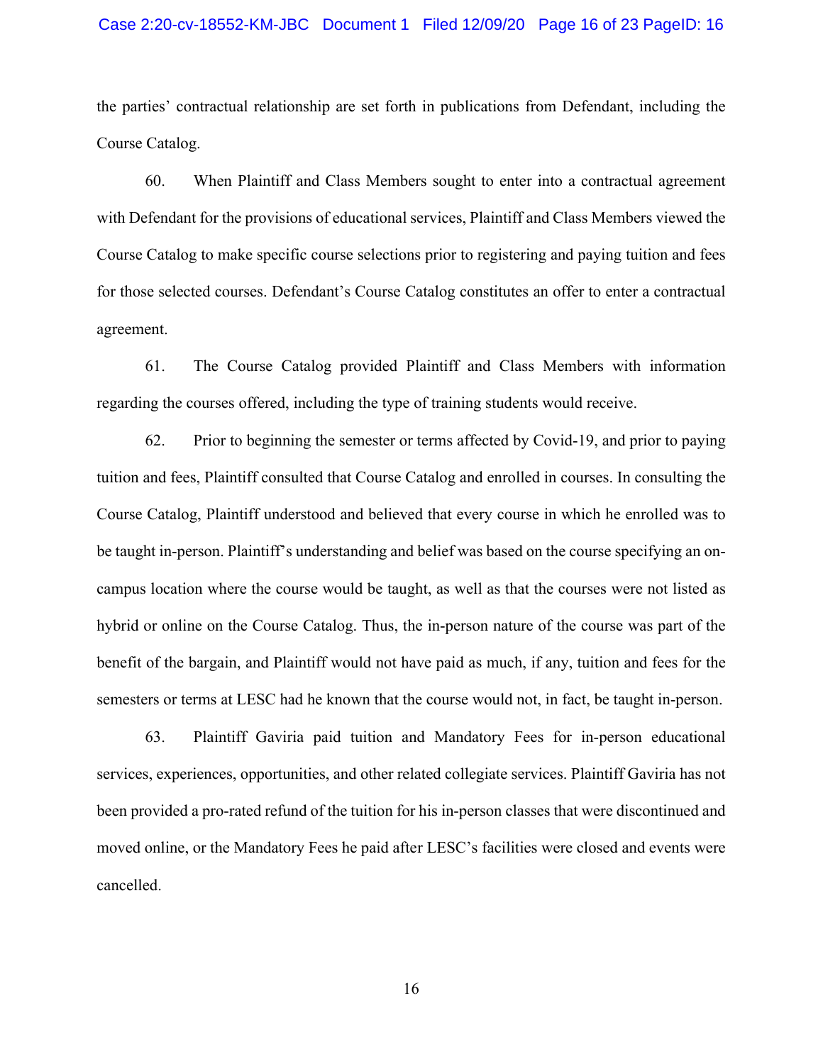the parties' contractual relationship are set forth in publications from Defendant, including the Course Catalog.

60. When Plaintiff and Class Members sought to enter into a contractual agreement with Defendant for the provisions of educational services, Plaintiff and Class Members viewed the Course Catalog to make specific course selections prior to registering and paying tuition and fees for those selected courses. Defendant's Course Catalog constitutes an offer to enter a contractual agreement.

61. The Course Catalog provided Plaintiff and Class Members with information regarding the courses offered, including the type of training students would receive.

62. Prior to beginning the semester or terms affected by Covid-19, and prior to paying tuition and fees, Plaintiff consulted that Course Catalog and enrolled in courses. In consulting the Course Catalog, Plaintiff understood and believed that every course in which he enrolled was to be taught in-person. Plaintiff's understanding and belief was based on the course specifying an on-campus location where the course would be taught, as well as that the courses were not listed as hybrid or online on the Course Catalog. Thus, the in-person nature of the course was part of the benefit of the bargain, and Plaintiff would not have paid as much, if any, tuition and fees for the semesters or terms at LESC had he known that the course would not, in fact, be taught in-person.

63. Plaintiff Gaviria paid tuition and Mandatory Fees for in-person educational services, experiences, opportunities, and other related collegiate services. Plaintiff Gaviria has not been provided a pro-rated refund of the tuition for his in-person classes that were discontinued and moved online, or the Mandatory Fees he paid after LESC's facilities were closed and events were cancelled.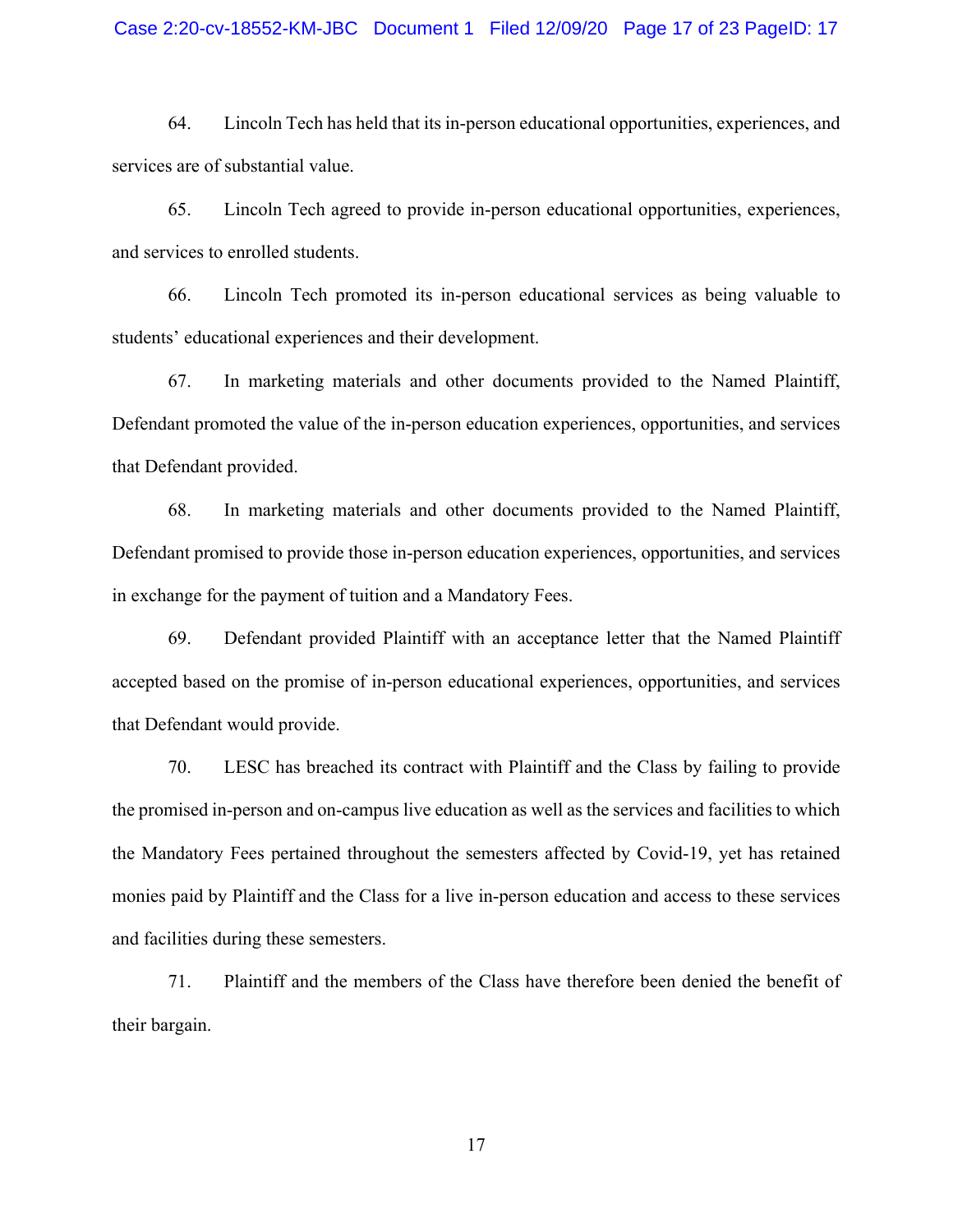64. Lincoln Tech has held that its in-person educational opportunities, experiences, and services are of substantial value.

65. Lincoln Tech agreed to provide in-person educational opportunities, experiences, and services to enrolled students.

66. Lincoln Tech promoted its in-person educational services as being valuable to students' educational experiences and their development.

67. In marketing materials and other documents provided to the Named Plaintiff, Defendant promoted the value of the in-person education experiences, opportunities, and services that Defendant provided.

68. In marketing materials and other documents provided to the Named Plaintiff, Defendant promised to provide those in-person education experiences, opportunities, and services in exchange for the payment of tuition and a Mandatory Fees.

69. Defendant provided Plaintiff with an acceptance letter that the Named Plaintiff accepted based on the promise of in-person educational experiences, opportunities, and services that Defendant would provide.

70. LESC has breached its contract with Plaintiff and the Class by failing to provide the promised in-person and on-campus live education as well as the services and facilities to which the Mandatory Fees pertained throughout the semesters affected by Covid-19, yet has retained monies paid by Plaintiff and the Class for a live in-person education and access to these services and facilities during these semesters.

71. Plaintiff and the members of the Class have therefore been denied the benefit of their bargain.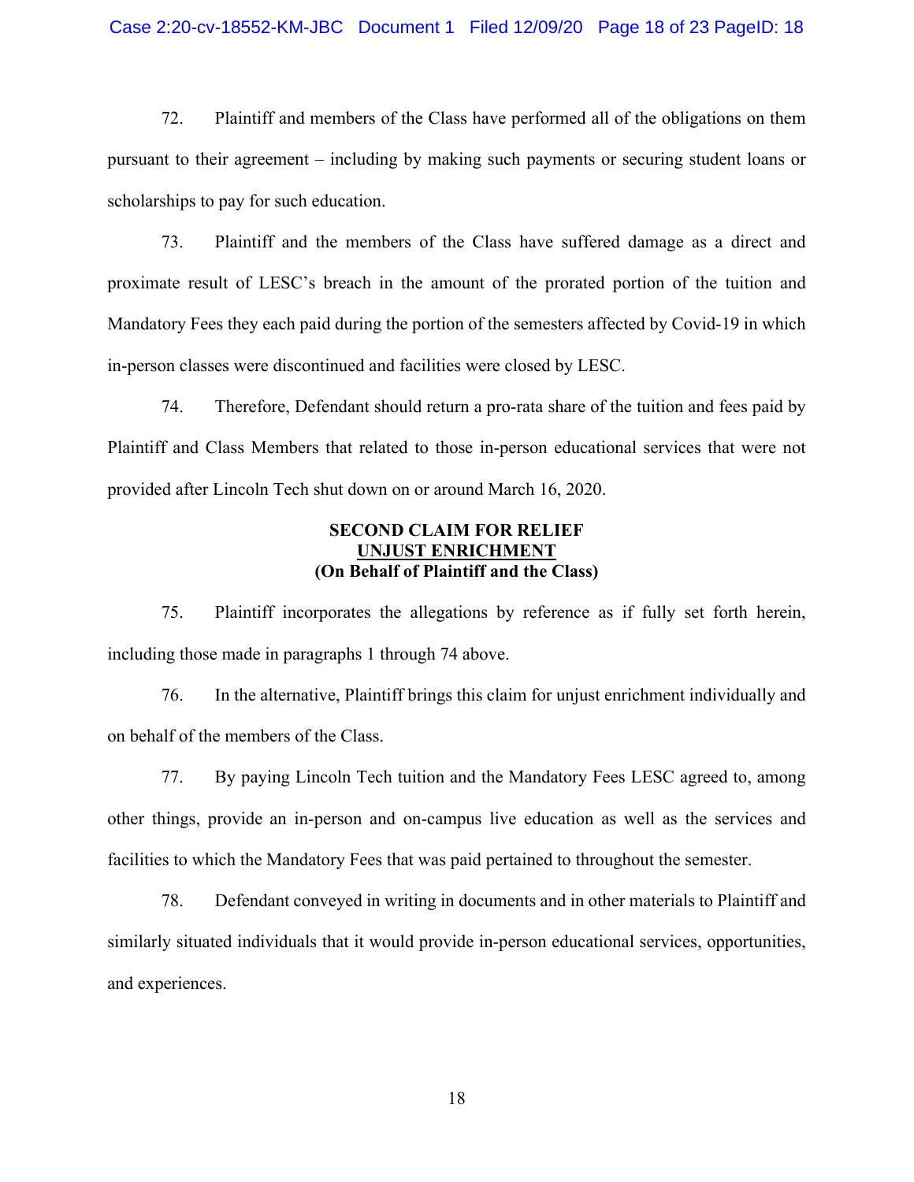72. Plaintiff and members of the Class have performed all of the obligations on them pursuant to their agreement – including by making such payments or securing student loans or scholarships to pay for such education.

73. Plaintiff and the members of the Class have suffered damage as a direct and proximate result of LESC's breach in the amount of the prorated portion of the tuition and Mandatory Fees they each paid during the portion of the semesters affected by Covid-19 in which in-person classes were discontinued and facilities were closed by LESC.

74. Therefore, Defendant should return a pro-rata share of the tuition and fees paid by Plaintiff and Class Members that related to those in-person educational services that were not provided after Lincoln Tech shut down on or around March 16, 2020.

**SECOND CLAIM FOR RELIEF**
**UNJUST ENRICHMENT**
**(On Behalf of Plaintiff and the Class)**

75. Plaintiff incorporates the allegations by reference as if fully set forth herein, including those made in paragraphs 1 through 74 above.

76. In the alternative, Plaintiff brings this claim for unjust enrichment individually and on behalf of the members of the Class.

77. By paying Lincoln Tech tuition and the Mandatory Fees LESC agreed to, among other things, provide an in-person and on-campus live education as well as the services and facilities to which the Mandatory Fees that was paid pertained to throughout the semester.

78. Defendant conveyed in writing in documents and in other materials to Plaintiff and similarly situated individuals that it would provide in-person educational services, opportunities, and experiences.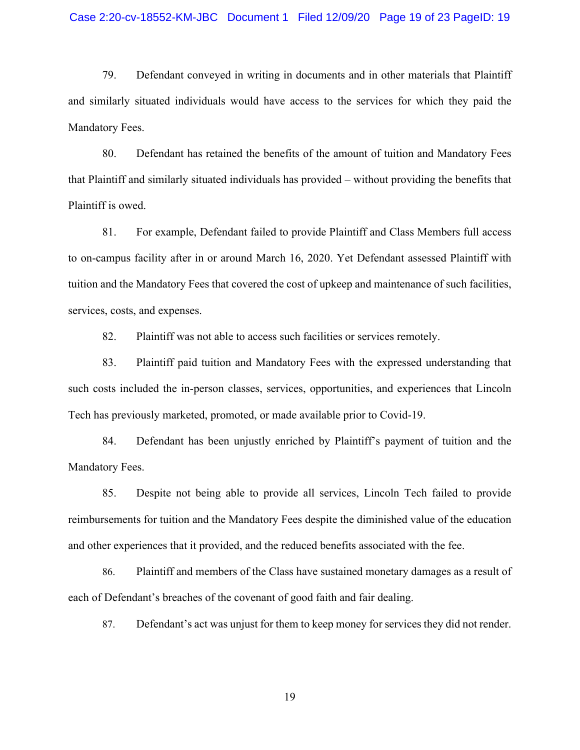79. Defendant conveyed in writing in documents and in other materials that Plaintiff and similarly situated individuals would have access to the services for which they paid the Mandatory Fees.

80. Defendant has retained the benefits of the amount of tuition and Mandatory Fees that Plaintiff and similarly situated individuals has provided – without providing the benefits that Plaintiff is owed.

81. For example, Defendant failed to provide Plaintiff and Class Members full access to on-campus facility after in or around March 16, 2020. Yet Defendant assessed Plaintiff with tuition and the Mandatory Fees that covered the cost of upkeep and maintenance of such facilities, services, costs, and expenses.

82. Plaintiff was not able to access such facilities or services remotely.

83. Plaintiff paid tuition and Mandatory Fees with the expressed understanding that such costs included the in-person classes, services, opportunities, and experiences that Lincoln Tech has previously marketed, promoted, or made available prior to Covid-19.

84. Defendant has been unjustly enriched by Plaintiff's payment of tuition and the Mandatory Fees.

85. Despite not being able to provide all services, Lincoln Tech failed to provide reimbursements for tuition and the Mandatory Fees despite the diminished value of the education and other experiences that it provided, and the reduced benefits associated with the fee.

86. Plaintiff and members of the Class have sustained monetary damages as a result of each of Defendant's breaches of the covenant of good faith and fair dealing.

87. Defendant's act was unjust for them to keep money for services they did not render.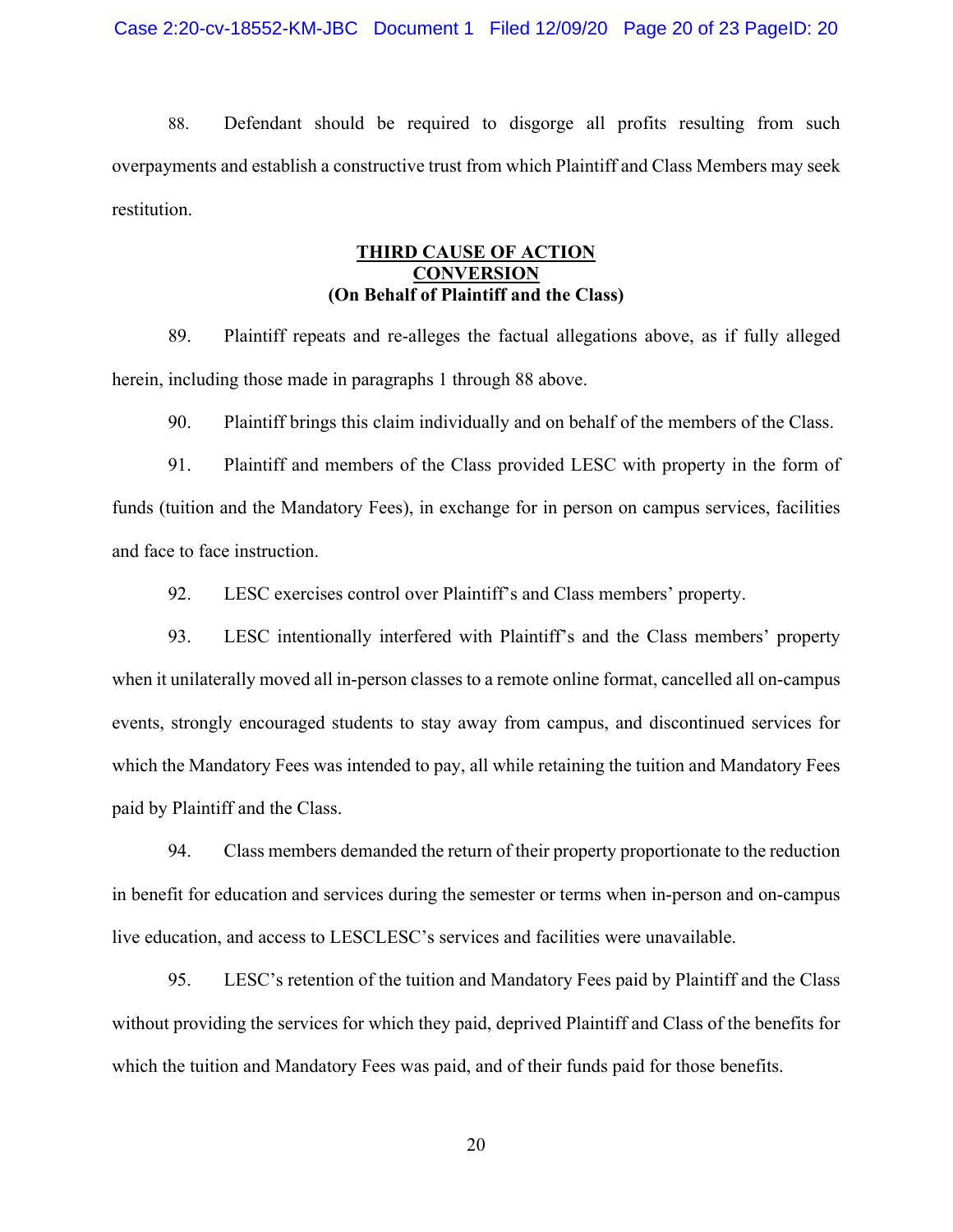88. Defendant should be required to disgorge all profits resulting from such overpayments and establish a constructive trust from which Plaintiff and Class Members may seek restitution.

**THIRD CAUSE OF ACTION**
**CONVERSION**
**(On Behalf of Plaintiff and the Class)**

89. Plaintiff repeats and re-alleges the factual allegations above, as if fully alleged herein, including those made in paragraphs 1 through 88 above.

90. Plaintiff brings this claim individually and on behalf of the members of the Class.

91. Plaintiff and members of the Class provided LESC with property in the form of funds (tuition and the Mandatory Fees), in exchange for in person on campus services, facilities and face to face instruction.

92. LESC exercises control over Plaintiff's and Class members' property.

93. LESC intentionally interfered with Plaintiff's and the Class members' property when it unilaterally moved all in-person classes to a remote online format, cancelled all on-campus events, strongly encouraged students to stay away from campus, and discontinued services for which the Mandatory Fees was intended to pay, all while retaining the tuition and Mandatory Fees paid by Plaintiff and the Class.

94. Class members demanded the return of their property proportionate to the reduction in benefit for education and services during the semester or terms when in-person and on-campus live education, and access to LESCLESC's services and facilities were unavailable.

95. LESC's retention of the tuition and Mandatory Fees paid by Plaintiff and the Class without providing the services for which they paid, deprived Plaintiff and Class of the benefits for which the tuition and Mandatory Fees was paid, and of their funds paid for those benefits.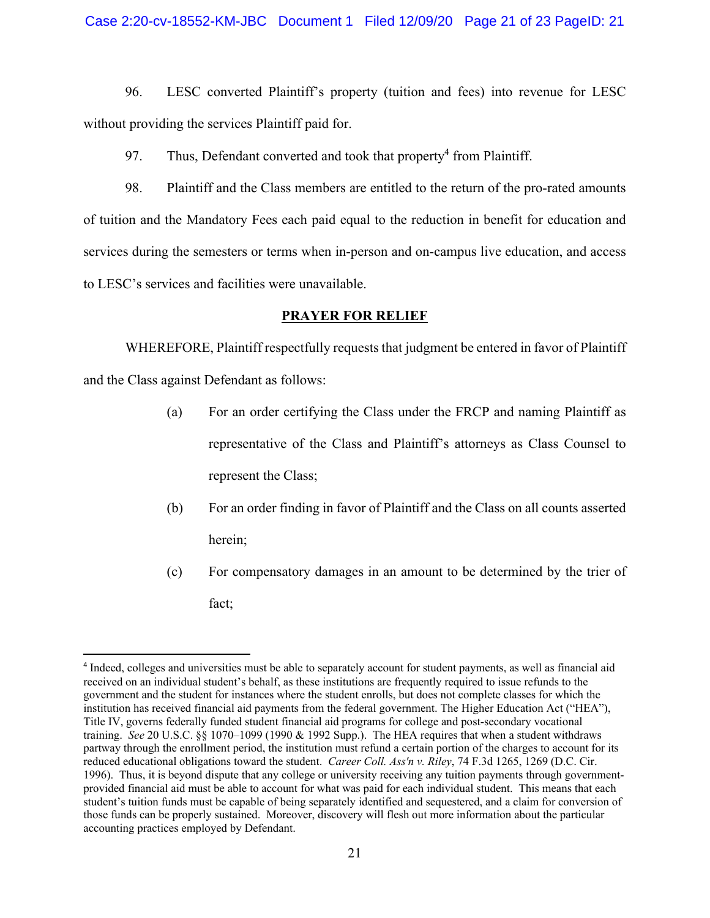96. LESC converted Plaintiff's property (tuition and fees) into revenue for LESC without providing the services Plaintiff paid for.

97. Thus, Defendant converted and took that property[4] from Plaintiff.

98. Plaintiff and the Class members are entitled to the return of the pro-rated amounts of tuition and the Mandatory Fees each paid equal to the reduction in benefit for education and services during the semesters or terms when in-person and on-campus live education, and access to LESC's services and facilities were unavailable.

## PRAYER FOR RELIEF

WHEREFORE, Plaintiff respectfully requests that judgment be entered in favor of Plaintiff and the Class against Defendant as follows:

(a) For an order certifying the Class under the FRCP and naming Plaintiff as representative of the Class and Plaintiff's attorneys as Class Counsel to represent the Class;

(b) For an order finding in favor of Plaintiff and the Class on all counts asserted herein;

(c) For compensatory damages in an amount to be determined by the trier of fact;

---

[4] Indeed, colleges and universities must be able to separately account for student payments, as well as financial aid received on an individual student's behalf, as these institutions are frequently required to issue refunds to the government and the student for instances where the student enrolls, but does not complete classes for which the institution has received financial aid payments from the federal government. The Higher Education Act ("HEA"), Title IV, governs federally funded student financial aid programs for college and post-secondary vocational training. *See* 20 U.S.C. §§ 1070–1099 (1990 & 1992 Supp.). The HEA requires that when a student withdraws partway through the enrollment period, the institution must refund a certain portion of the charges to account for its reduced educational obligations toward the student. *Career Coll. Ass'n v. Riley*, 74 F.3d 1265, 1269 (D.C. Cir. 1996). Thus, it is beyond dispute that any college or university receiving any tuition payments through government-provided financial aid must be able to account for what was paid for each individual student. This means that each student's tuition funds must be capable of being separately identified and sequestered, and a claim for conversion of those funds can be properly sustained. Moreover, discovery will flesh out more information about the particular accounting practices employed by Defendant.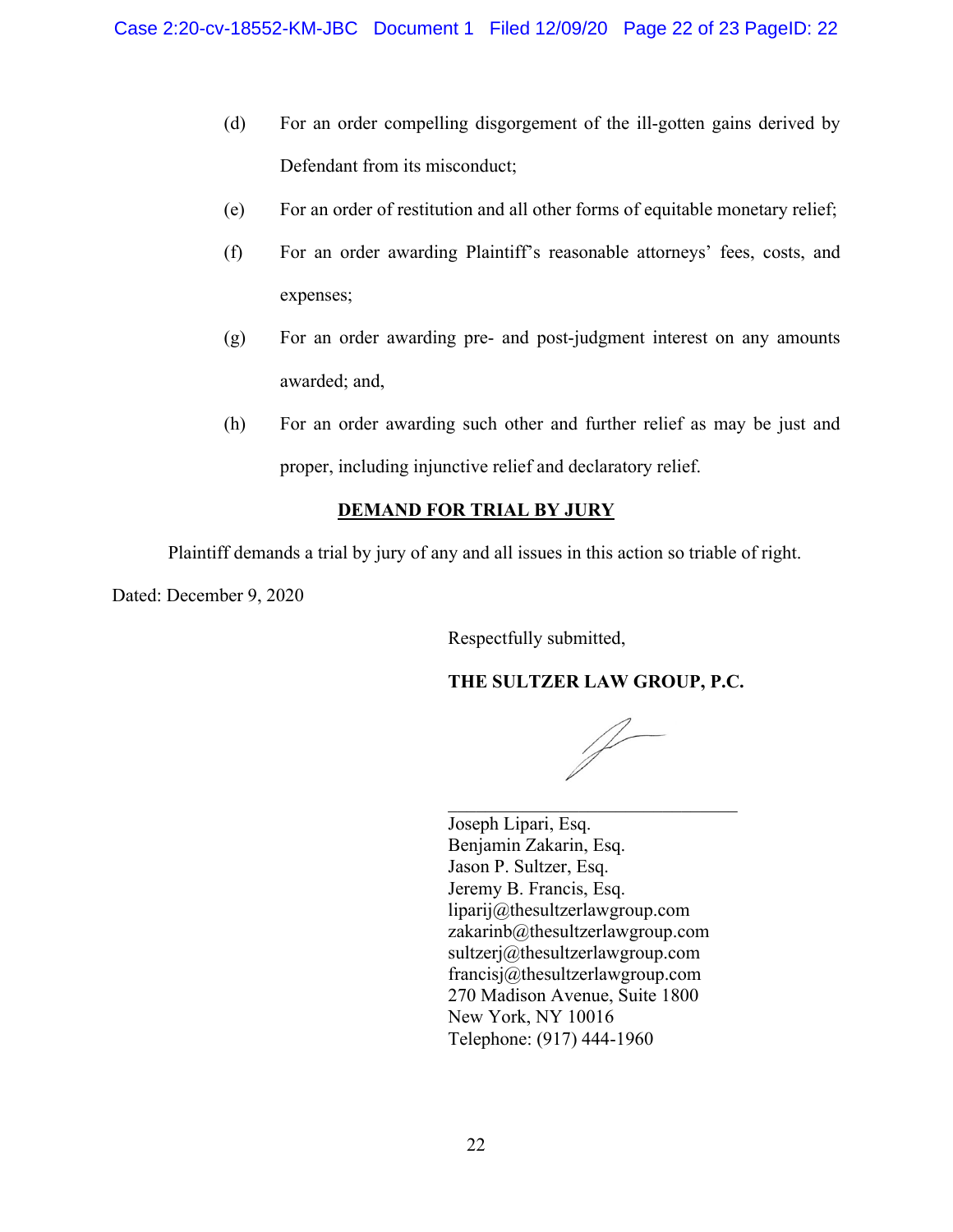(d) For an order compelling disgorgement of the ill-gotten gains derived by Defendant from its misconduct;

(e) For an order of restitution and all other forms of equitable monetary relief;

(f) For an order awarding Plaintiff's reasonable attorneys' fees, costs, and expenses;

(g) For an order awarding pre- and post-judgment interest on any amounts awarded; and,

(h) For an order awarding such other and further relief as may be just and proper, including injunctive relief and declaratory relief.

**DEMAND FOR TRIAL BY JURY**

Plaintiff demands a trial by jury of any and all issues in this action so triable of right.

Dated: December 9, 2020

Respectfully submitted,

**THE SULTZER LAW GROUP, P.C.**

\_\_\_\_\_\_\_\_\_\_\_\_\_\_\_\_\_\_\_\_\_\_\_\_\_\_\_\_\_\_

Joseph Lipari, Esq.
Benjamin Zakarin, Esq.
Jason P. Sultzer, Esq.
Jeremy B. Francis, Esq.
liparij@thesultzerlawgroup.com
zakarinb@thesultzerlawgroup.com
sultzerj@thesultzerlawgroup.com
francisj@thesultzerlawgroup.com
270 Madison Avenue, Suite 1800
New York, NY 10016
Telephone: (917) 444-1960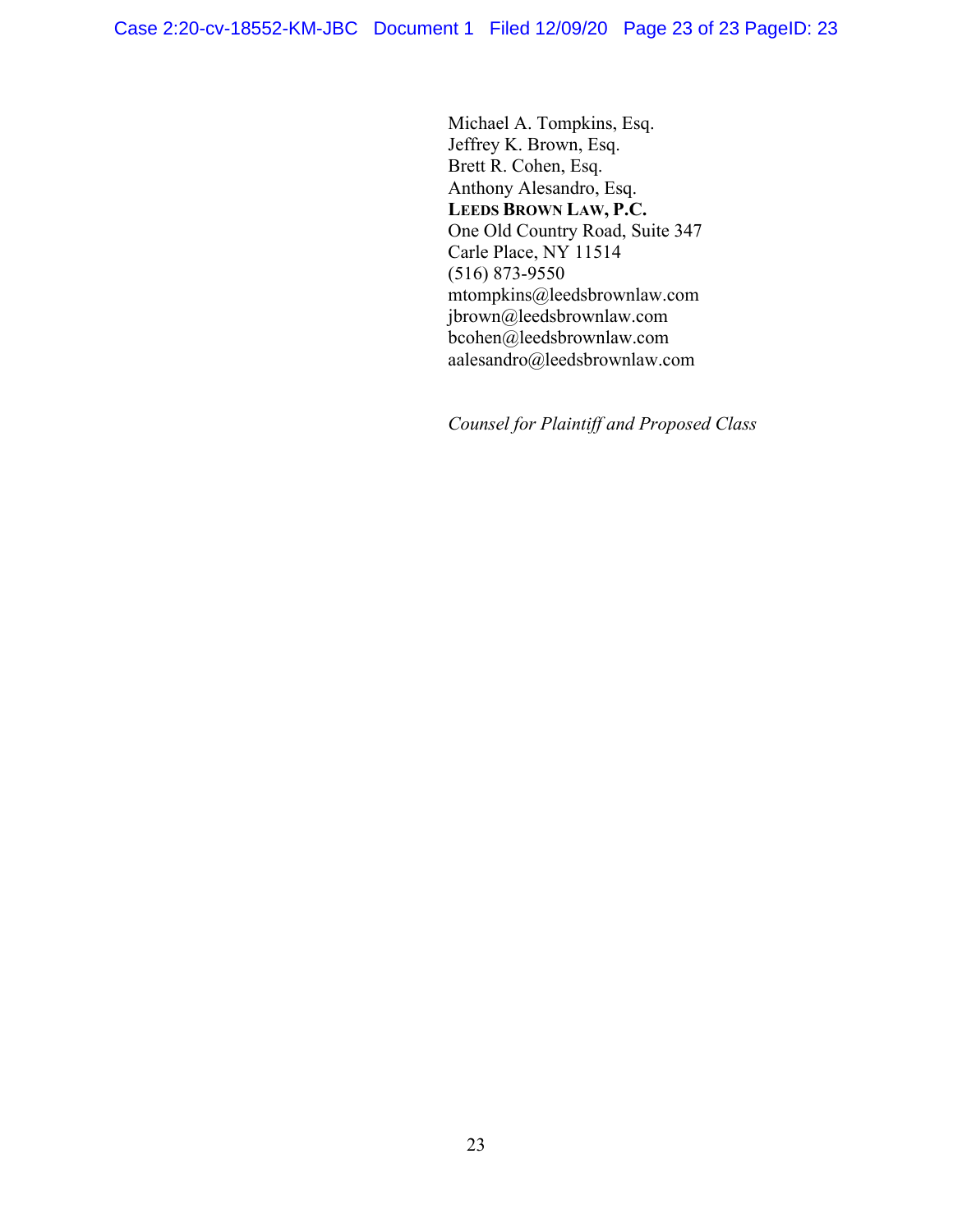Michael A. Tompkins, Esq.
Jeffrey K. Brown, Esq.
Brett R. Cohen, Esq.
Anthony Alesandro, Esq.
**LEEDS BROWN LAW, P.C.**
One Old Country Road, Suite 347
Carle Place, NY 11514
(516) 873-9550
mtompkins@leedsbrownlaw.com
jbrown@leedsbrownlaw.com
bcohen@leedsbrownlaw.com
aalesandro@leedsbrownlaw.com

*Counsel for Plaintiff and Proposed Class*